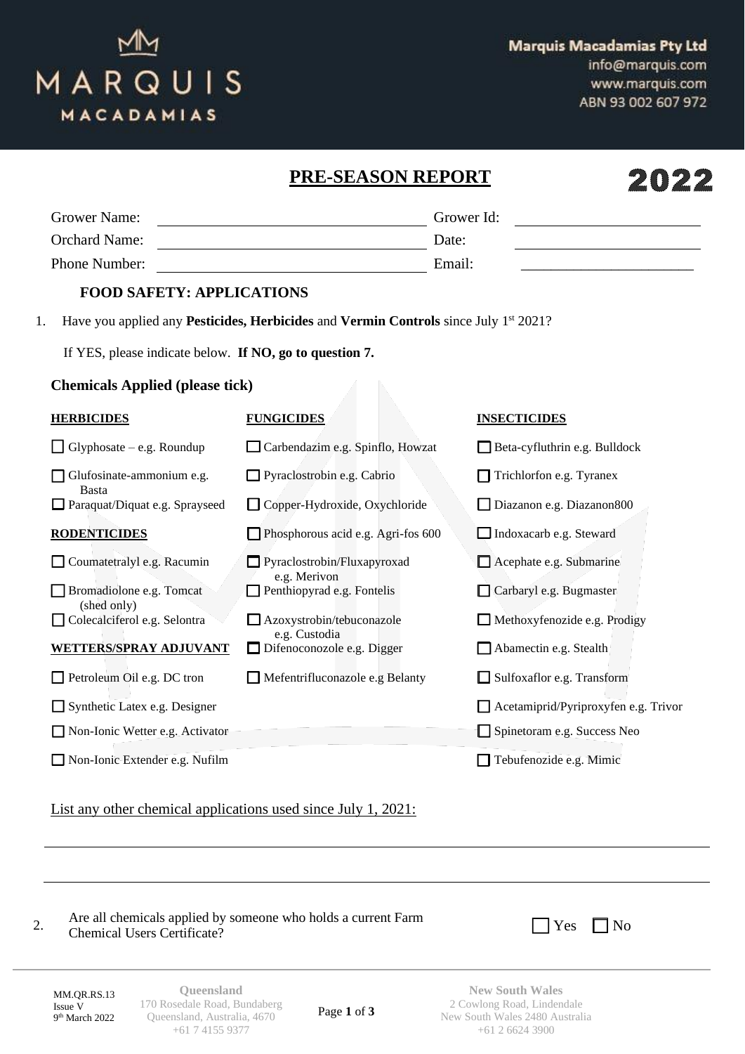**Marquis Macadamias Pty Ltd**
info@marquis.com
www.marquis.com
ABN 93 002 607 972

# PRE-SEASON REPORT 2022

| | | | |
|---|---|---|---|
| Grower Name: | | Grower Id: | |
| Orchard Name: | | Date: | |
| Phone Number: | | Email: | |

## FOOD SAFETY: APPLICATIONS

1. Have you applied any **Pesticides, Herbicides** and **Vermin Controls** since July 1[st] 2021?

   If YES, please indicate below. **If NO, go to question 7.**

### Chemicals Applied (please tick)

**HERBICIDES**

- ☐ Glyphosate – e.g. Roundup
- ☐ Glufosinate-ammonium e.g. Basta
- ☐ Paraquat/Diquat e.g. Sprayseed

**RODENTICIDES**

- ☐ Coumatetralyl e.g. Racumin
- ☐ Bromadiolone e.g. Tomcat (shed only)
- ☐ Colecalciferol e.g. Selontra

**WETTERS/SPRAY ADJUVANT**

- ☐ Petroleum Oil e.g. DC tron
- ☐ Synthetic Latex e.g. Designer
- ☐ Non-Ionic Wetter e.g. Activator
- ☐ Non-Ionic Extender e.g. Nufilm

**FUNGICIDES**

- ☐ Carbendazim e.g. Spinflo, Howzat
- ☐ Pyraclostrobin e.g. Cabrio
- ☐ Copper-Hydroxide, Oxychloride
- ☐ Phosphorous acid e.g. Agri-fos 600
- ☐ Pyraclostrobin/Fluxapyroxad e.g. Merivon
- ☐ Penthiopyrad e.g. Fontelis
- ☐ Azoxystrobin/tebuconazole e.g. Custodia
- ☐ Difenoconozole e.g. Digger
- ☐ Mefentrifluconazole e.g Belanty

**INSECTICIDES**

- ☐ Beta-cyfluthrin e.g. Bulldock
- ☐ Trichlorfon e.g. Tyranex
- ☐ Diazanon e.g. Diazanon800
- ☐ Indoxacarb e.g. Steward
- ☐ Acephate e.g. Submarine
- ☐ Carbaryl e.g. Bugmaster
- ☐ Methoxyfenozide e.g. Prodigy
- ☐ Abamectin e.g. Stealth
- ☐ Sulfoxaflor e.g. Transform
- ☐ Acetamiprid/Pyriproxyfen e.g. Trivor
- ☐ Spinetoram e.g. Success Neo
- ☐ Tebufenozide e.g. Mimic

List any other chemical applications used since July 1, 2021:

______________________________________________________________________

______________________________________________________________________

2. Are all chemicals applied by someone who holds a current Farm Chemical Users Certificate? ☐ Yes ☐ No

MM.QR.RS.13
Issue V
9[th] March 2022

**Queensland**
170 Rosedale Road, Bundaberg
Queensland, Australia, 4670
+61 7 4155 9377

**New South Wales**
2 Cowlong Road, Lindendale
New South Wales 2480 Australia
+61 2 6624 3900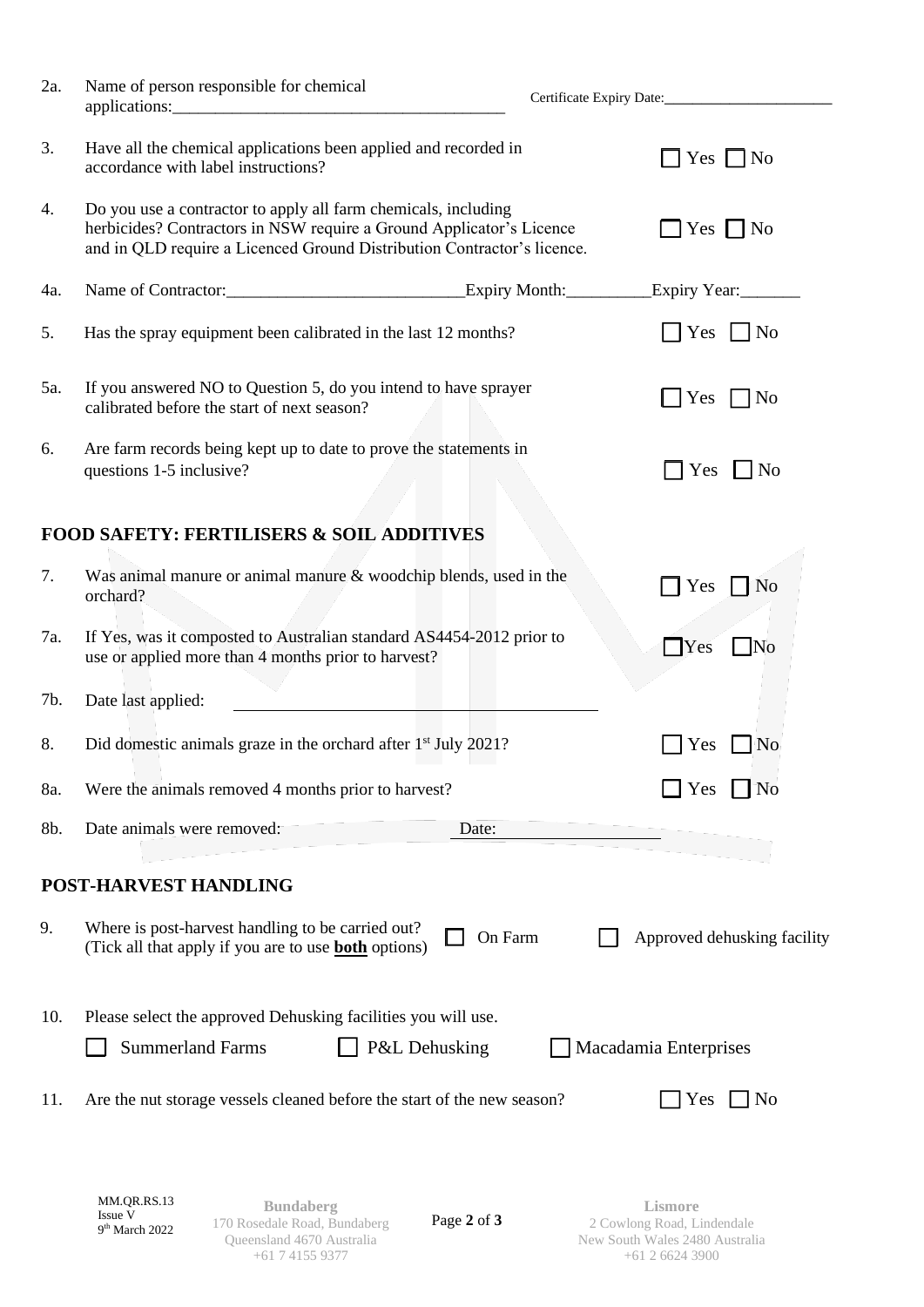2a. Name of person responsible for chemical applications:_______________________________________ Certificate Expiry Date:_____________________

3. Have all the chemical applications been applied and recorded in accordance with label instructions? ☐ Yes ☐ No

4. Do you use a contractor to apply all farm chemicals, including herbicides? Contractors in NSW require a Ground Applicator's Licence and in QLD require a Licenced Ground Distribution Contractor's licence. ☐ Yes ☐ No

4a. Name of Contractor:___________________________Expiry Month:_________Expiry Year:_______

5. Has the spray equipment been calibrated in the last 12 months? ☐ Yes ☐ No

5a. If you answered NO to Question 5, do you intend to have sprayer calibrated before the start of next season? ☐ Yes ☐ No

6. Are farm records being kept up to date to prove the statements in questions 1-5 inclusive? ☐ Yes ☐ No

## FOOD SAFETY: FERTILISERS & SOIL ADDITIVES

7. Was animal manure or animal manure & woodchip blends, used in the orchard? ☐ Yes ☐ No

7a. If Yes, was it composted to Australian standard AS4454-2012 prior to use or applied more than 4 months prior to harvest? ☐ Yes ☐ No

7b. Date last applied: ________________________________________

8. Did domestic animals graze in the orchard after 1st July 2021? ☐ Yes ☐ No

8a. Were the animals removed 4 months prior to harvest? ☐ Yes ☐ No

8b. Date animals were removed: Date: __________________

## POST-HARVEST HANDLING

9. Where is post-harvest handling to be carried out? (Tick all that apply if you are to use **both** options) ☐ On Farm ☐ Approved dehusking facility

10. Please select the approved Dehusking facilities you will use.

☐ Summerland Farms ☐ P&L Dehusking ☐ Macadamia Enterprises

11. Are the nut storage vessels cleaned before the start of the new season? ☐ Yes ☐ No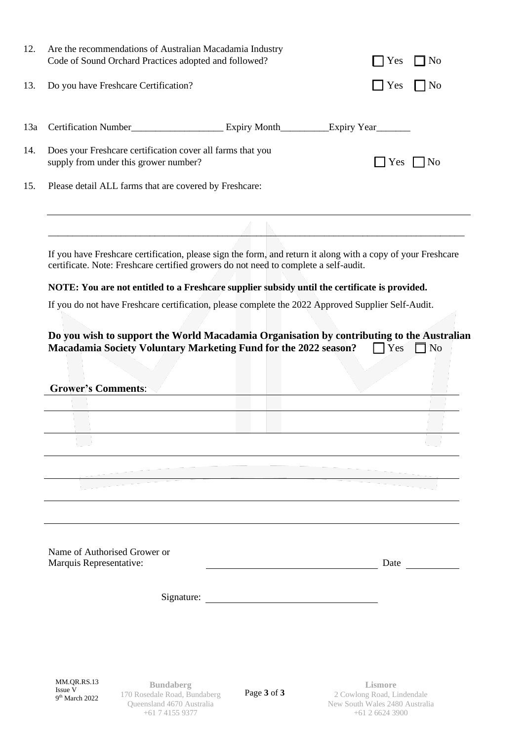12. Are the recommendations of Australian Macadamia Industry Code of Sound Orchard Practices adopted and followed? ☐ Yes ☐ No

13. Do you have Freshcare Certification? ☐ Yes ☐ No

13a Certification Number___________________ Expiry Month__________Expiry Year_______

14. Does your Freshcare certification cover all farms that you supply from under this grower number? ☐ Yes ☐ No

15. Please detail ALL farms that are covered by Freshcare:

_____________________________________________________________________________

_____________________________________________________________________________

If you have Freshcare certification, please sign the form, and return it along with a copy of your Freshcare certificate. Note: Freshcare certified growers do not need to complete a self-audit.

**NOTE: You are not entitled to a Freshcare supplier subsidy until the certificate is provided.**

If you do not have Freshcare certification, please complete the 2022 Approved Supplier Self-Audit.

**Do you wish to support the World Macadamia Organisation by contributing to the Australian Macadamia Society Voluntary Marketing Fund for the 2022 season?** ☐ Yes ☐ No

**Grower's Comments**: _____________________________________________________________

_____________________________________________________________________________

_____________________________________________________________________________

_____________________________________________________________________________

_____________________________________________________________________________

_____________________________________________________________________________

_____________________________________________________________________________

Name of Authorised Grower or Marquis Representative: ___________________________ Date __________

Signature: ___________________________

MM.QR.RS.13
Issue V
9th March 2022

**Bundaberg**
170 Rosedale Road, Bundaberg
Queensland 4670 Australia
+61 7 4155 9377

**Lismore**
2 Cowlong Road, Lindendale
New South Wales 2480 Australia
+61 2 6624 3900